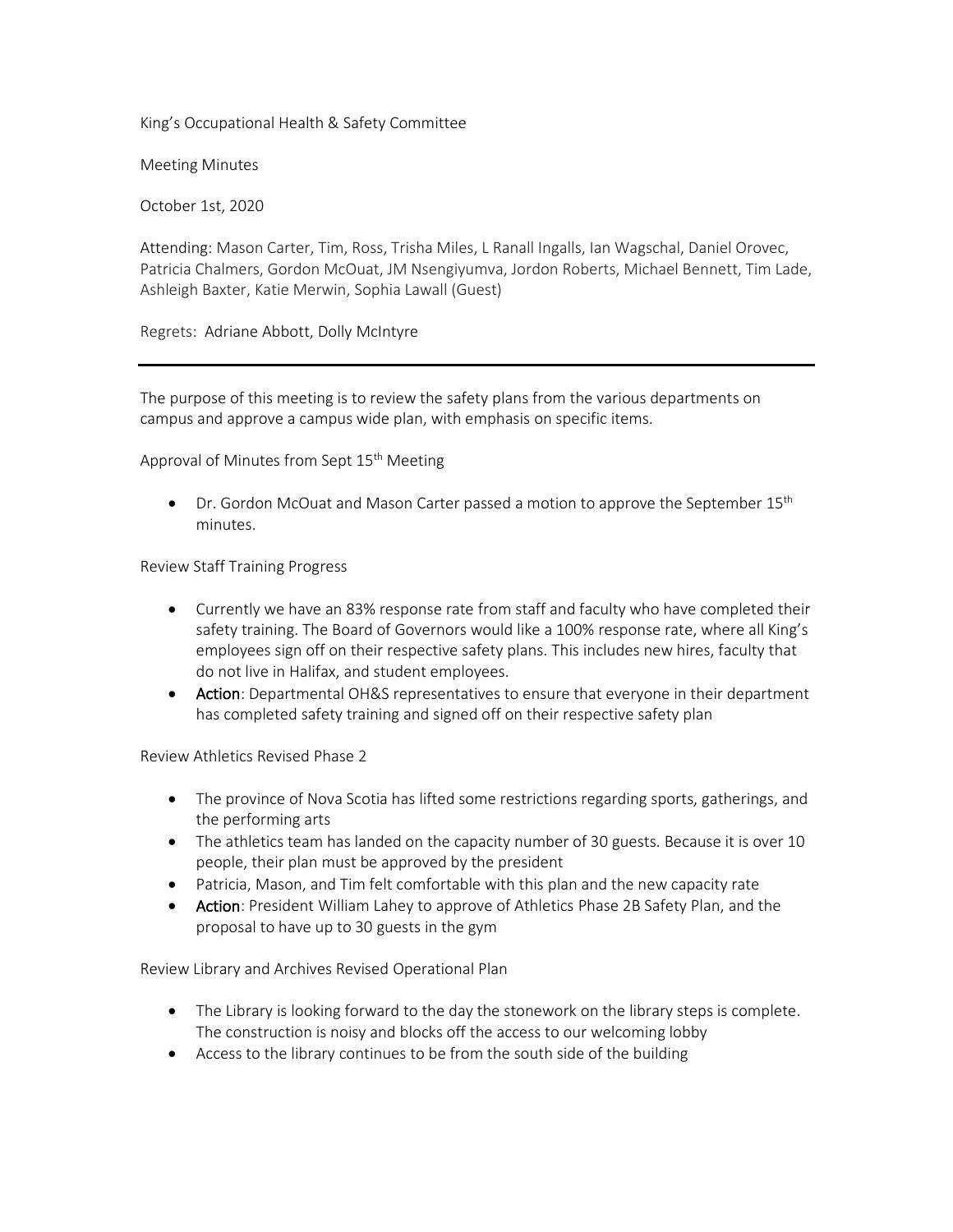King's Occupational Health & Safety Committee

Meeting Minutes

October 1st, 2020

Attending: Mason Carter, Tim, Ross, Trisha Miles, L Ranall Ingalls, Ian Wagschal, Daniel Orovec, Patricia Chalmers, Gordon McOuat, JM Nsengiyumva, Jordon Roberts, Michael Bennett, Tim Lade, Ashleigh Baxter, Katie Merwin, Sophia Lawall (Guest)

Regrets: Adriane Abbott, Dolly McIntyre

---

The purpose of this meeting is to review the safety plans from the various departments on campus and approve a campus wide plan, with emphasis on specific items.

Approval of Minutes from Sept 15th Meeting

- Dr. Gordon McOuat and Mason Carter passed a motion to approve the September 15th minutes.

Review Staff Training Progress

- Currently we have an 83% response rate from staff and faculty who have completed their safety training. The Board of Governors would like a 100% response rate, where all King's employees sign off on their respective safety plans. This includes new hires, faculty that do not live in Halifax, and student employees.
- **Action**: Departmental OH&S representatives to ensure that everyone in their department has completed safety training and signed off on their respective safety plan

Review Athletics Revised Phase 2

- The province of Nova Scotia has lifted some restrictions regarding sports, gatherings, and the performing arts
- The athletics team has landed on the capacity number of 30 guests. Because it is over 10 people, their plan must be approved by the president
- Patricia, Mason, and Tim felt comfortable with this plan and the new capacity rate
- **Action**: President William Lahey to approve of Athletics Phase 2B Safety Plan, and the proposal to have up to 30 guests in the gym

Review Library and Archives Revised Operational Plan

- The Library is looking forward to the day the stonework on the library steps is complete. The construction is noisy and blocks off the access to our welcoming lobby
- Access to the library continues to be from the south side of the building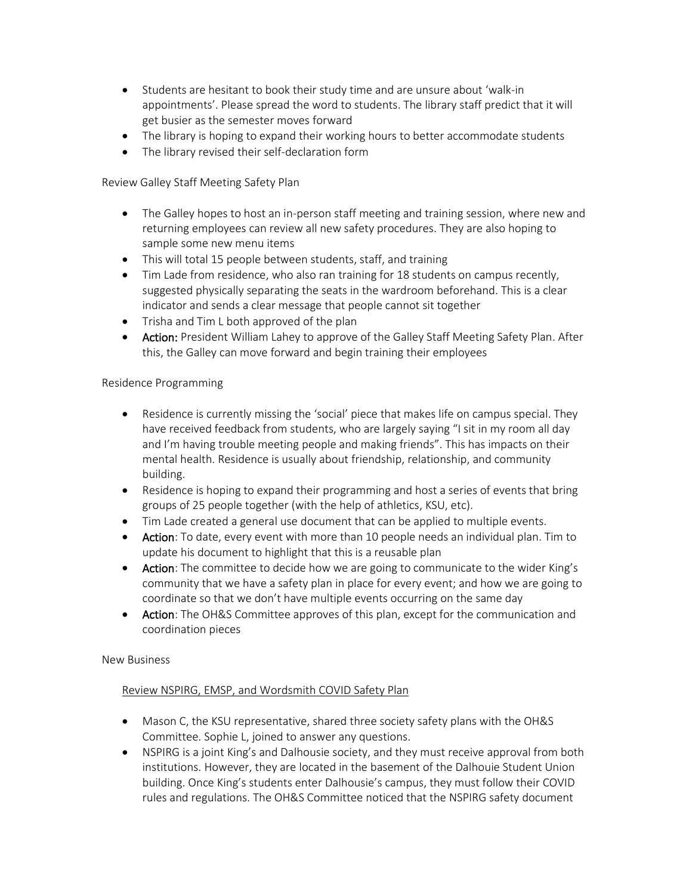- Students are hesitant to book their study time and are unsure about 'walk-in appointments'. Please spread the word to students. The library staff predict that it will get busier as the semester moves forward
- The library is hoping to expand their working hours to better accommodate students
- The library revised their self-declaration form

Review Galley Staff Meeting Safety Plan

- The Galley hopes to host an in-person staff meeting and training session, where new and returning employees can review all new safety procedures. They are also hoping to sample some new menu items
- This will total 15 people between students, staff, and training
- Tim Lade from residence, who also ran training for 18 students on campus recently, suggested physically separating the seats in the wardroom beforehand. This is a clear indicator and sends a clear message that people cannot sit together
- Trisha and Tim L both approved of the plan
- **Action:** President William Lahey to approve of the Galley Staff Meeting Safety Plan. After this, the Galley can move forward and begin training their employees

Residence Programming

- Residence is currently missing the 'social' piece that makes life on campus special. They have received feedback from students, who are largely saying "I sit in my room all day and I'm having trouble meeting people and making friends". This has impacts on their mental health. Residence is usually about friendship, relationship, and community building.
- Residence is hoping to expand their programming and host a series of events that bring groups of 25 people together (with the help of athletics, KSU, etc).
- Tim Lade created a general use document that can be applied to multiple events.
- **Action**: To date, every event with more than 10 people needs an individual plan. Tim to update his document to highlight that this is a reusable plan
- **Action**: The committee to decide how we are going to communicate to the wider King's community that we have a safety plan in place for every event; and how we are going to coordinate so that we don't have multiple events occurring on the same day
- **Action**: The OH&S Committee approves of this plan, except for the communication and coordination pieces

New Business

Review NSPIRG, EMSP, and Wordsmith COVID Safety Plan

- Mason C, the KSU representative, shared three society safety plans with the OH&S Committee. Sophie L, joined to answer any questions.
- NSPIRG is a joint King's and Dalhousie society, and they must receive approval from both institutions. However, they are located in the basement of the Dalhouie Student Union building. Once King's students enter Dalhousie's campus, they must follow their COVID rules and regulations. The OH&S Committee noticed that the NSPIRG safety document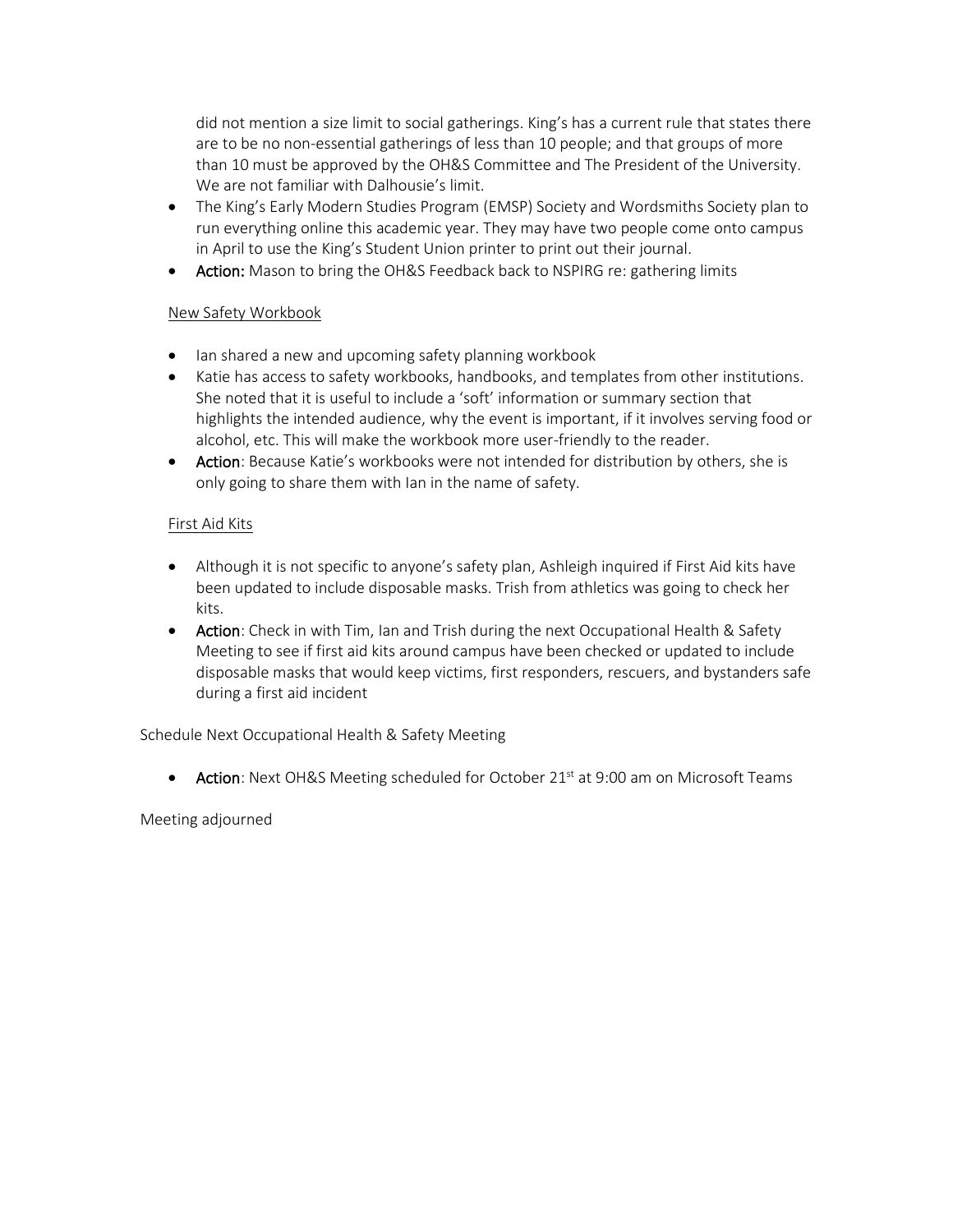did not mention a size limit to social gatherings. King's has a current rule that states there are to be no non-essential gatherings of less than 10 people; and that groups of more than 10 must be approved by the OH&S Committee and The President of the University. We are not familiar with Dalhousie's limit.

- The King's Early Modern Studies Program (EMSP) Society and Wordsmiths Society plan to run everything online this academic year. They may have two people come onto campus in April to use the King's Student Union printer to print out their journal.
- **Action:** Mason to bring the OH&S Feedback back to NSPIRG re: gathering limits

<u>New Safety Workbook</u>

- Ian shared a new and upcoming safety planning workbook
- Katie has access to safety workbooks, handbooks, and templates from other institutions. She noted that it is useful to include a 'soft' information or summary section that highlights the intended audience, why the event is important, if it involves serving food or alcohol, etc. This will make the workbook more user-friendly to the reader.
- **Action**: Because Katie's workbooks were not intended for distribution by others, she is only going to share them with Ian in the name of safety.

<u>First Aid Kits</u>

- Although it is not specific to anyone's safety plan, Ashleigh inquired if First Aid kits have been updated to include disposable masks. Trish from athletics was going to check her kits.
- **Action**: Check in with Tim, Ian and Trish during the next Occupational Health & Safety Meeting to see if first aid kits around campus have been checked or updated to include disposable masks that would keep victims, first responders, rescuers, and bystanders safe during a first aid incident

Schedule Next Occupational Health & Safety Meeting

- **Action**: Next OH&S Meeting scheduled for October 21st at 9:00 am on Microsoft Teams

Meeting adjourned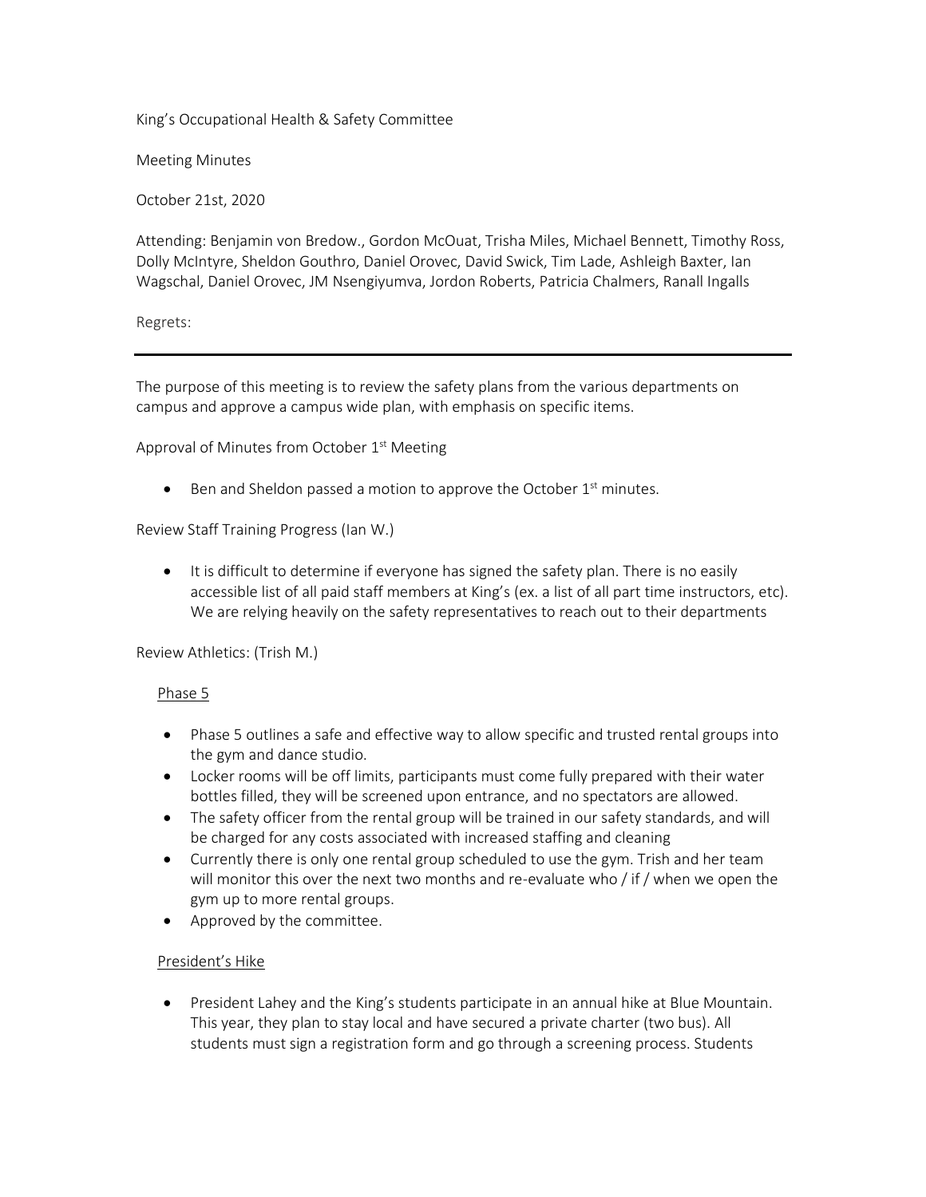King's Occupational Health & Safety Committee

Meeting Minutes

October 21st, 2020

Attending: Benjamin von Bredow., Gordon McOuat, Trisha Miles, Michael Bennett, Timothy Ross, Dolly McIntyre, Sheldon Gouthro, Daniel Orovec, David Swick, Tim Lade, Ashleigh Baxter, Ian Wagschal, Daniel Orovec, JM Nsengiyumva, Jordon Roberts, Patricia Chalmers, Ranall Ingalls

Regrets:

---

The purpose of this meeting is to review the safety plans from the various departments on campus and approve a campus wide plan, with emphasis on specific items.

Approval of Minutes from October 1st Meeting

- Ben and Sheldon passed a motion to approve the October 1st minutes.

Review Staff Training Progress (Ian W.)

- It is difficult to determine if everyone has signed the safety plan. There is no easily accessible list of all paid staff members at King's (ex. a list of all part time instructors, etc). We are relying heavily on the safety representatives to reach out to their departments

Review Athletics: (Trish M.)

<u>Phase 5</u>

- Phase 5 outlines a safe and effective way to allow specific and trusted rental groups into the gym and dance studio.
- Locker rooms will be off limits, participants must come fully prepared with their water bottles filled, they will be screened upon entrance, and no spectators are allowed.
- The safety officer from the rental group will be trained in our safety standards, and will be charged for any costs associated with increased staffing and cleaning
- Currently there is only one rental group scheduled to use the gym. Trish and her team will monitor this over the next two months and re-evaluate who / if / when we open the gym up to more rental groups.
- Approved by the committee.

<u>President's Hike</u>

- President Lahey and the King's students participate in an annual hike at Blue Mountain. This year, they plan to stay local and have secured a private charter (two bus). All students must sign a registration form and go through a screening process. Students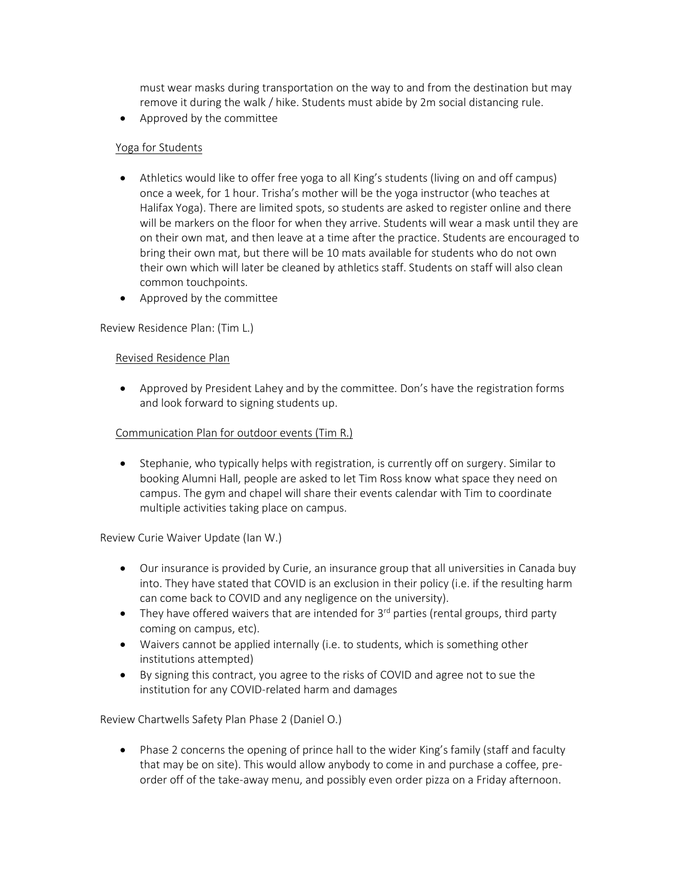must wear masks during transportation on the way to and from the destination but may remove it during the walk / hike. Students must abide by 2m social distancing rule.

- Approved by the committee

Yoga for Students

- Athletics would like to offer free yoga to all King's students (living on and off campus) once a week, for 1 hour. Trisha's mother will be the yoga instructor (who teaches at Halifax Yoga). There are limited spots, so students are asked to register online and there will be markers on the floor for when they arrive. Students will wear a mask until they are on their own mat, and then leave at a time after the practice. Students are encouraged to bring their own mat, but there will be 10 mats available for students who do not own their own which will later be cleaned by athletics staff. Students on staff will also clean common touchpoints.
- Approved by the committee

Review Residence Plan: (Tim L.)

Revised Residence Plan

- Approved by President Lahey and by the committee. Don's have the registration forms and look forward to signing students up.

Communication Plan for outdoor events (Tim R.)

- Stephanie, who typically helps with registration, is currently off on surgery. Similar to booking Alumni Hall, people are asked to let Tim Ross know what space they need on campus. The gym and chapel will share their events calendar with Tim to coordinate multiple activities taking place on campus.

Review Curie Waiver Update (Ian W.)

- Our insurance is provided by Curie, an insurance group that all universities in Canada buy into. They have stated that COVID is an exclusion in their policy (i.e. if the resulting harm can come back to COVID and any negligence on the university).
- They have offered waivers that are intended for 3rd parties (rental groups, third party coming on campus, etc).
- Waivers cannot be applied internally (i.e. to students, which is something other institutions attempted)
- By signing this contract, you agree to the risks of COVID and agree not to sue the institution for any COVID-related harm and damages

Review Chartwells Safety Plan Phase 2 (Daniel O.)

- Phase 2 concerns the opening of prince hall to the wider King's family (staff and faculty that may be on site). This would allow anybody to come in and purchase a coffee, pre-order off of the take-away menu, and possibly even order pizza on a Friday afternoon.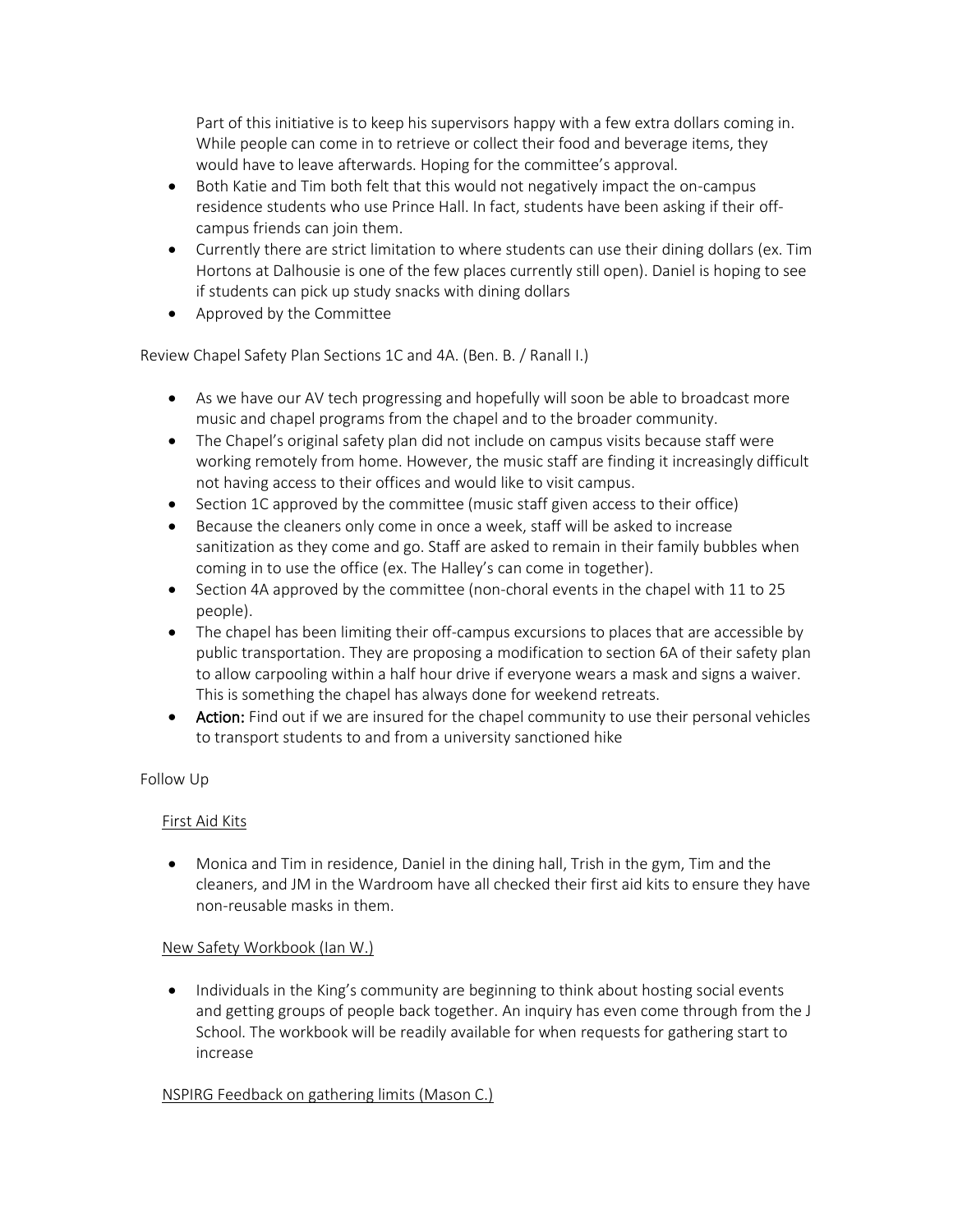Part of this initiative is to keep his supervisors happy with a few extra dollars coming in. While people can come in to retrieve or collect their food and beverage items, they would have to leave afterwards. Hoping for the committee's approval.

- Both Katie and Tim both felt that this would not negatively impact the on-campus residence students who use Prince Hall. In fact, students have been asking if their off-campus friends can join them.
- Currently there are strict limitation to where students can use their dining dollars (ex. Tim Hortons at Dalhousie is one of the few places currently still open). Daniel is hoping to see if students can pick up study snacks with dining dollars
- Approved by the Committee

Review Chapel Safety Plan Sections 1C and 4A. (Ben. B. / Ranall I.)

- As we have our AV tech progressing and hopefully will soon be able to broadcast more music and chapel programs from the chapel and to the broader community.
- The Chapel's original safety plan did not include on campus visits because staff were working remotely from home. However, the music staff are finding it increasingly difficult not having access to their offices and would like to visit campus.
- Section 1C approved by the committee (music staff given access to their office)
- Because the cleaners only come in once a week, staff will be asked to increase sanitization as they come and go. Staff are asked to remain in their family bubbles when coming in to use the office (ex. The Halley's can come in together).
- Section 4A approved by the committee (non-choral events in the chapel with 11 to 25 people).
- The chapel has been limiting their off-campus excursions to places that are accessible by public transportation. They are proposing a modification to section 6A of their safety plan to allow carpooling within a half hour drive if everyone wears a mask and signs a waiver. This is something the chapel has always done for weekend retreats.
- **Action:** Find out if we are insured for the chapel community to use their personal vehicles to transport students to and from a university sanctioned hike

Follow Up

First Aid Kits

- Monica and Tim in residence, Daniel in the dining hall, Trish in the gym, Tim and the cleaners, and JM in the Wardroom have all checked their first aid kits to ensure they have non-reusable masks in them.

New Safety Workbook (Ian W.)

- Individuals in the King's community are beginning to think about hosting social events and getting groups of people back together. An inquiry has even come through from the J School. The workbook will be readily available for when requests for gathering start to increase

NSPIRG Feedback on gathering limits (Mason C.)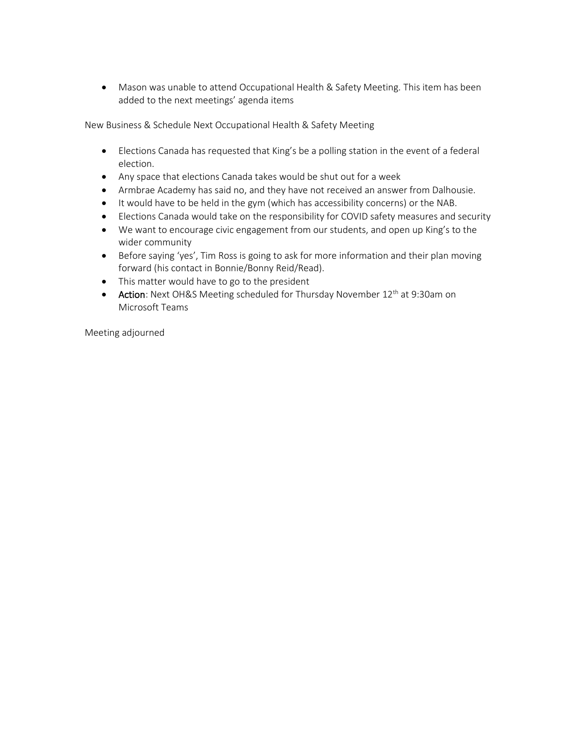- Mason was unable to attend Occupational Health & Safety Meeting. This item has been added to the next meetings' agenda items

New Business & Schedule Next Occupational Health & Safety Meeting

- Elections Canada has requested that King's be a polling station in the event of a federal election.
- Any space that elections Canada takes would be shut out for a week
- Armbrae Academy has said no, and they have not received an answer from Dalhousie.
- It would have to be held in the gym (which has accessibility concerns) or the NAB.
- Elections Canada would take on the responsibility for COVID safety measures and security
- We want to encourage civic engagement from our students, and open up King's to the wider community
- Before saying 'yes', Tim Ross is going to ask for more information and their plan moving forward (his contact in Bonnie/Bonny Reid/Read).
- This matter would have to go to the president
- Action: Next OH&S Meeting scheduled for Thursday November 12th at 9:30am on Microsoft Teams

Meeting adjourned